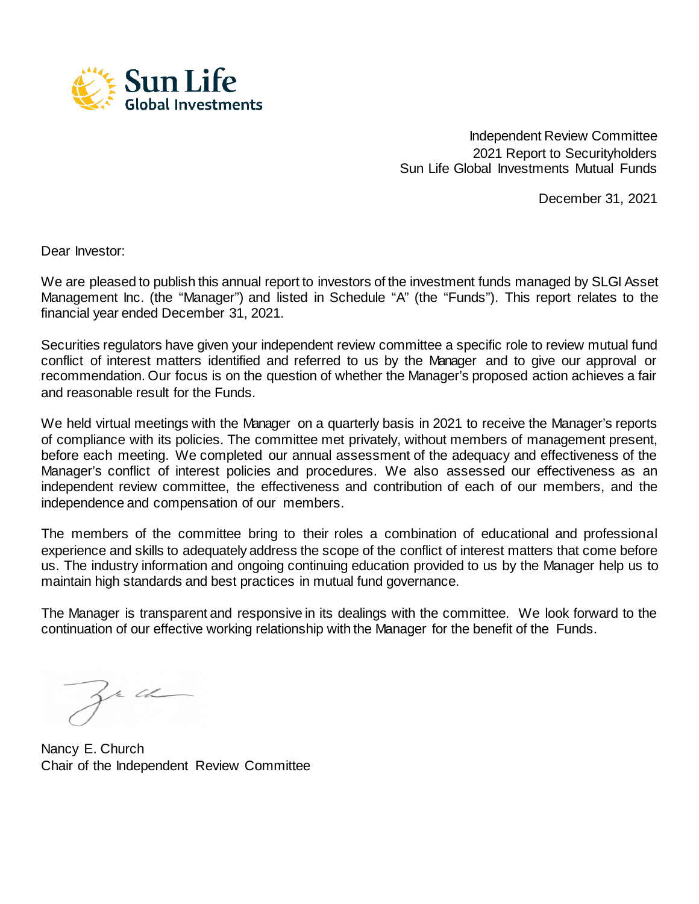Sun Life Global Investments

Independent Review Committee
2021 Report to Securityholders
Sun Life Global Investments Mutual Funds

December 31, 2021

Dear Investor:

We are pleased to publish this annual report to investors of the investment funds managed by SLGI Asset Management Inc. (the "Manager") and listed in Schedule "A" (the "Funds"). This report relates to the financial year ended December 31, 2021.

Securities regulators have given your independent review committee a specific role to review mutual fund conflict of interest matters identified and referred to us by the Manager and to give our approval or recommendation. Our focus is on the question of whether the Manager's proposed action achieves a fair and reasonable result for the Funds.

We held virtual meetings with the Manager on a quarterly basis in 2021 to receive the Manager's reports of compliance with its policies. The committee met privately, without members of management present, before each meeting. We completed our annual assessment of the adequacy and effectiveness of the Manager's conflict of interest policies and procedures. We also assessed our effectiveness as an independent review committee, the effectiveness and contribution of each of our members, and the independence and compensation of our members.

The members of the committee bring to their roles a combination of educational and professional experience and skills to adequately address the scope of the conflict of interest matters that come before us. The industry information and ongoing continuing education provided to us by the Manager help us to maintain high standards and best practices in mutual fund governance.

The Manager is transparent and responsive in its dealings with the committee. We look forward to the continuation of our effective working relationship with the Manager for the benefit of the Funds.

Nancy E. Church
Chair of the Independent Review Committee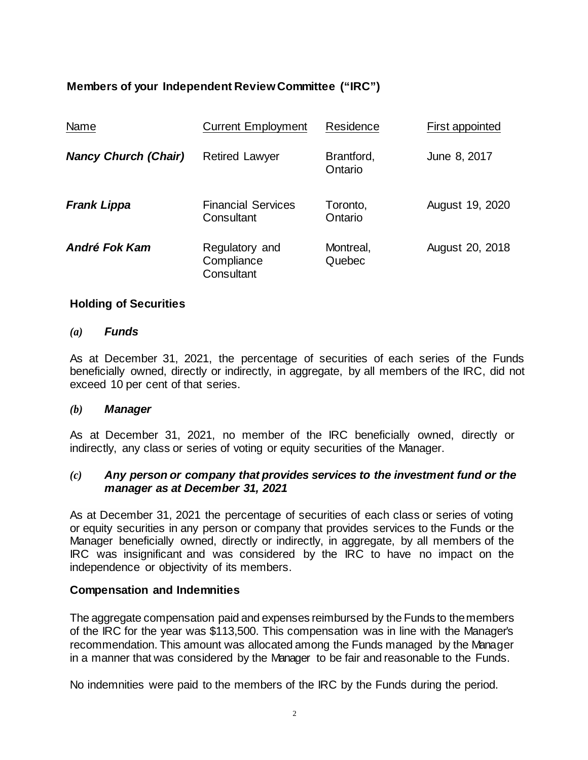## Members of your Independent Review Committee ("IRC")

| Name | Current Employment | Residence | First appointed |
|---|---|---|---|
| ***Nancy Church (Chair)*** | Retired Lawyer | Brantford, Ontario | June 8, 2017 |
| ***Frank Lippa*** | Financial Services Consultant | Toronto, Ontario | August 19, 2020 |
| ***André Fok Kam*** | Regulatory and Compliance Consultant | Montreal, Quebec | August 20, 2018 |

## Holding of Securities

### *(a) Funds*

As at December 31, 2021, the percentage of securities of each series of the Funds beneficially owned, directly or indirectly, in aggregate, by all members of the IRC, did not exceed 10 per cent of that series.

### *(b) Manager*

As at December 31, 2021, no member of the IRC beneficially owned, directly or indirectly, any class or series of voting or equity securities of the Manager.

### *(c) Any person or company that provides services to the investment fund or the manager as at December 31, 2021*

As at December 31, 2021 the percentage of securities of each class or series of voting or equity securities in any person or company that provides services to the Funds or the Manager beneficially owned, directly or indirectly, in aggregate, by all members of the IRC was insignificant and was considered by the IRC to have no impact on the independence or objectivity of its members.

## Compensation and Indemnities

The aggregate compensation paid and expenses reimbursed by the Funds to the members of the IRC for the year was $113,500. This compensation was in line with the Manager's recommendation. This amount was allocated among the Funds managed by the Manager in a manner that was considered by the Manager to be fair and reasonable to the Funds.

No indemnities were paid to the members of the IRC by the Funds during the period.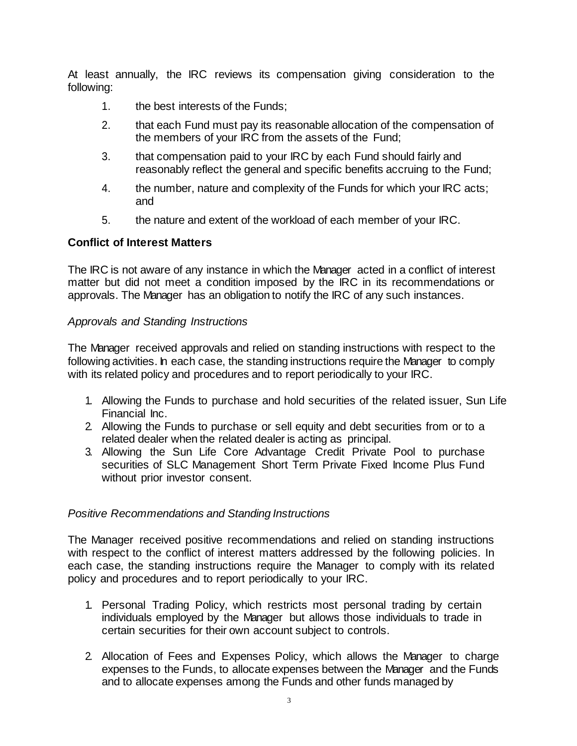At least annually, the IRC reviews its compensation giving consideration to the following:

1. the best interests of the Funds;
2. that each Fund must pay its reasonable allocation of the compensation of the members of your IRC from the assets of the Fund;
3. that compensation paid to your IRC by each Fund should fairly and reasonably reflect the general and specific benefits accruing to the Fund;
4. the number, nature and complexity of the Funds for which your IRC acts; and
5. the nature and extent of the workload of each member of your IRC.

## Conflict of Interest Matters

The IRC is not aware of any instance in which the Manager acted in a conflict of interest matter but did not meet a condition imposed by the IRC in its recommendations or approvals. The Manager has an obligation to notify the IRC of any such instances.

### *Approvals and Standing Instructions*

The Manager received approvals and relied on standing instructions with respect to the following activities. In each case, the standing instructions require the Manager to comply with its related policy and procedures and to report periodically to your IRC.

1. Allowing the Funds to purchase and hold securities of the related issuer, Sun Life Financial Inc.
2. Allowing the Funds to purchase or sell equity and debt securities from or to a related dealer when the related dealer is acting as principal.
3. Allowing the Sun Life Core Advantage Credit Private Pool to purchase securities of SLC Management Short Term Private Fixed Income Plus Fund without prior investor consent.

### *Positive Recommendations and Standing Instructions*

The Manager received positive recommendations and relied on standing instructions with respect to the conflict of interest matters addressed by the following policies. In each case, the standing instructions require the Manager to comply with its related policy and procedures and to report periodically to your IRC.

1. Personal Trading Policy, which restricts most personal trading by certain individuals employed by the Manager but allows those individuals to trade in certain securities for their own account subject to controls.

2. Allocation of Fees and Expenses Policy, which allows the Manager to charge expenses to the Funds, to allocate expenses between the Manager and the Funds and to allocate expenses among the Funds and other funds managed by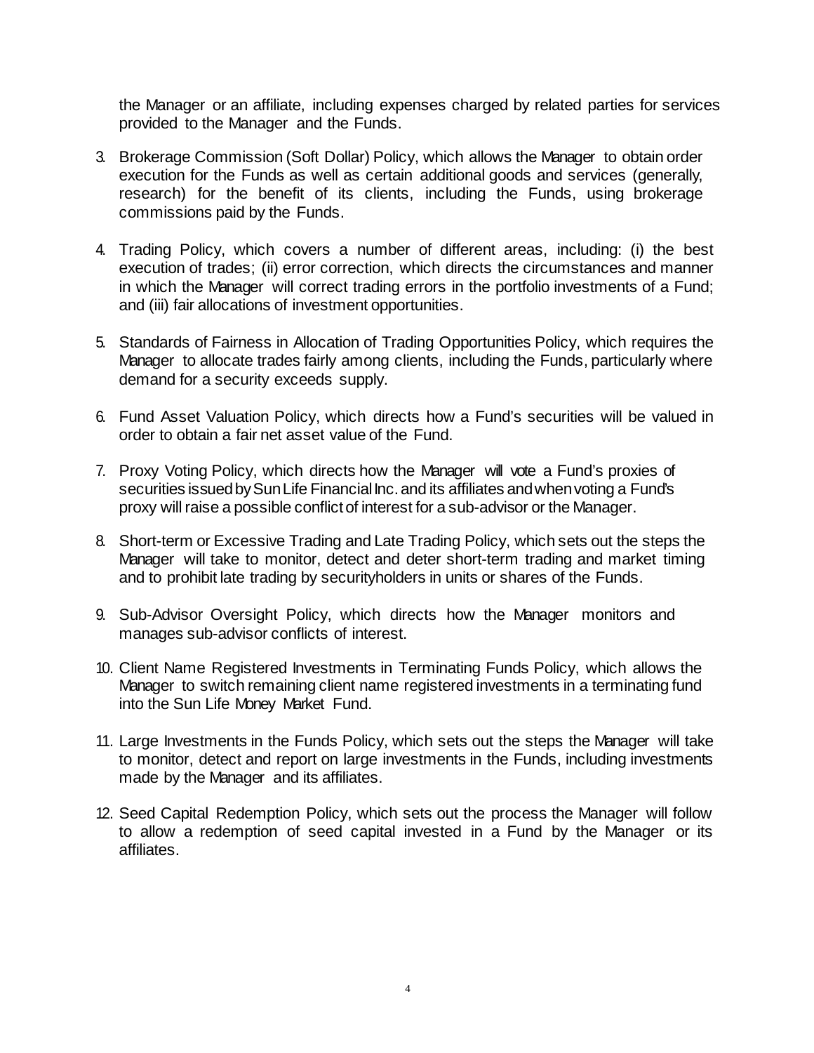the Manager or an affiliate, including expenses charged by related parties for services provided to the Manager and the Funds.

3. Brokerage Commission (Soft Dollar) Policy, which allows the Manager to obtain order execution for the Funds as well as certain additional goods and services (generally, research) for the benefit of its clients, including the Funds, using brokerage commissions paid by the Funds.

4. Trading Policy, which covers a number of different areas, including: (i) the best execution of trades; (ii) error correction, which directs the circumstances and manner in which the Manager will correct trading errors in the portfolio investments of a Fund; and (iii) fair allocations of investment opportunities.

5. Standards of Fairness in Allocation of Trading Opportunities Policy, which requires the Manager to allocate trades fairly among clients, including the Funds, particularly where demand for a security exceeds supply.

6. Fund Asset Valuation Policy, which directs how a Fund's securities will be valued in order to obtain a fair net asset value of the Fund.

7. Proxy Voting Policy, which directs how the Manager will vote a Fund's proxies of securities issued by Sun Life Financial Inc. and its affiliates and when voting a Fund's proxy will raise a possible conflict of interest for a sub-advisor or the Manager.

8. Short-term or Excessive Trading and Late Trading Policy, which sets out the steps the Manager will take to monitor, detect and deter short-term trading and market timing and to prohibit late trading by securityholders in units or shares of the Funds.

9. Sub-Advisor Oversight Policy, which directs how the Manager monitors and manages sub-advisor conflicts of interest.

10. Client Name Registered Investments in Terminating Funds Policy, which allows the Manager to switch remaining client name registered investments in a terminating fund into the Sun Life Money Market Fund.

11. Large Investments in the Funds Policy, which sets out the steps the Manager will take to monitor, detect and report on large investments in the Funds, including investments made by the Manager and its affiliates.

12. Seed Capital Redemption Policy, which sets out the process the Manager will follow to allow a redemption of seed capital invested in a Fund by the Manager or its affiliates.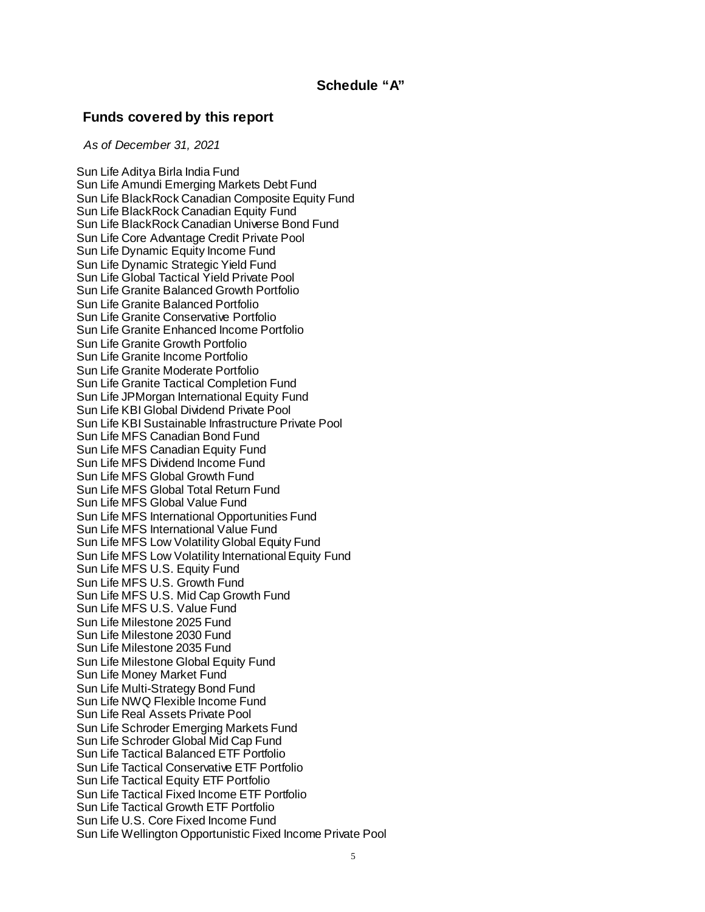## Schedule "A"

### Funds covered by this report

*As of December 31, 2021*

Sun Life Aditya Birla India Fund
Sun Life Amundi Emerging Markets Debt Fund
Sun Life BlackRock Canadian Composite Equity Fund
Sun Life BlackRock Canadian Equity Fund
Sun Life BlackRock Canadian Universe Bond Fund
Sun Life Core Advantage Credit Private Pool
Sun Life Dynamic Equity Income Fund
Sun Life Dynamic Strategic Yield Fund
Sun Life Global Tactical Yield Private Pool
Sun Life Granite Balanced Growth Portfolio
Sun Life Granite Balanced Portfolio
Sun Life Granite Conservative Portfolio
Sun Life Granite Enhanced Income Portfolio
Sun Life Granite Growth Portfolio
Sun Life Granite Income Portfolio
Sun Life Granite Moderate Portfolio
Sun Life Granite Tactical Completion Fund
Sun Life JPMorgan International Equity Fund
Sun Life KBI Global Dividend Private Pool
Sun Life KBI Sustainable Infrastructure Private Pool
Sun Life MFS Canadian Bond Fund
Sun Life MFS Canadian Equity Fund
Sun Life MFS Dividend Income Fund
Sun Life MFS Global Growth Fund
Sun Life MFS Global Total Return Fund
Sun Life MFS Global Value Fund
Sun Life MFS International Opportunities Fund
Sun Life MFS International Value Fund
Sun Life MFS Low Volatility Global Equity Fund
Sun Life MFS Low Volatility International Equity Fund
Sun Life MFS U.S. Equity Fund
Sun Life MFS U.S. Growth Fund
Sun Life MFS U.S. Mid Cap Growth Fund
Sun Life MFS U.S. Value Fund
Sun Life Milestone 2025 Fund
Sun Life Milestone 2030 Fund
Sun Life Milestone 2035 Fund
Sun Life Milestone Global Equity Fund
Sun Life Money Market Fund
Sun Life Multi-Strategy Bond Fund
Sun Life NWQ Flexible Income Fund
Sun Life Real Assets Private Pool
Sun Life Schroder Emerging Markets Fund
Sun Life Schroder Global Mid Cap Fund
Sun Life Tactical Balanced ETF Portfolio
Sun Life Tactical Conservative ETF Portfolio
Sun Life Tactical Equity ETF Portfolio
Sun Life Tactical Fixed Income ETF Portfolio
Sun Life Tactical Growth ETF Portfolio
Sun Life U.S. Core Fixed Income Fund
Sun Life Wellington Opportunistic Fixed Income Private Pool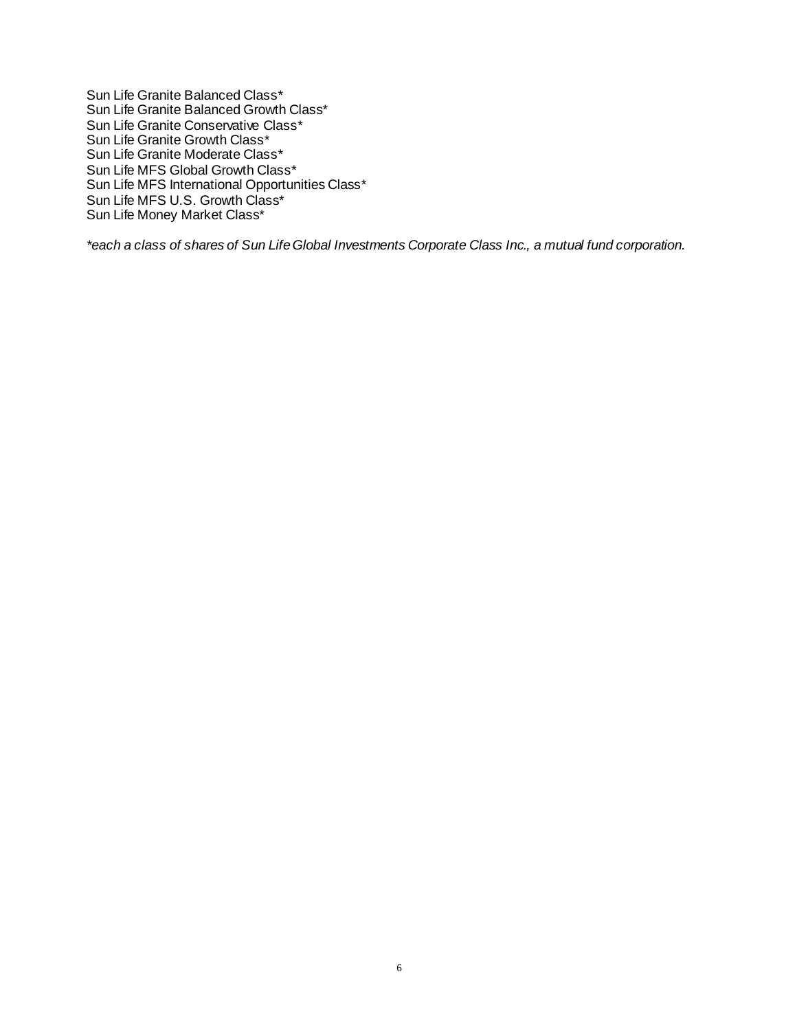Sun Life Granite Balanced Class*
Sun Life Granite Balanced Growth Class*
Sun Life Granite Conservative Class*
Sun Life Granite Growth Class*
Sun Life Granite Moderate Class*
Sun Life MFS Global Growth Class*
Sun Life MFS International Opportunities Class*
Sun Life MFS U.S. Growth Class*
Sun Life Money Market Class*

*\*each a class of shares of Sun Life Global Investments Corporate Class Inc., a mutual fund corporation.*